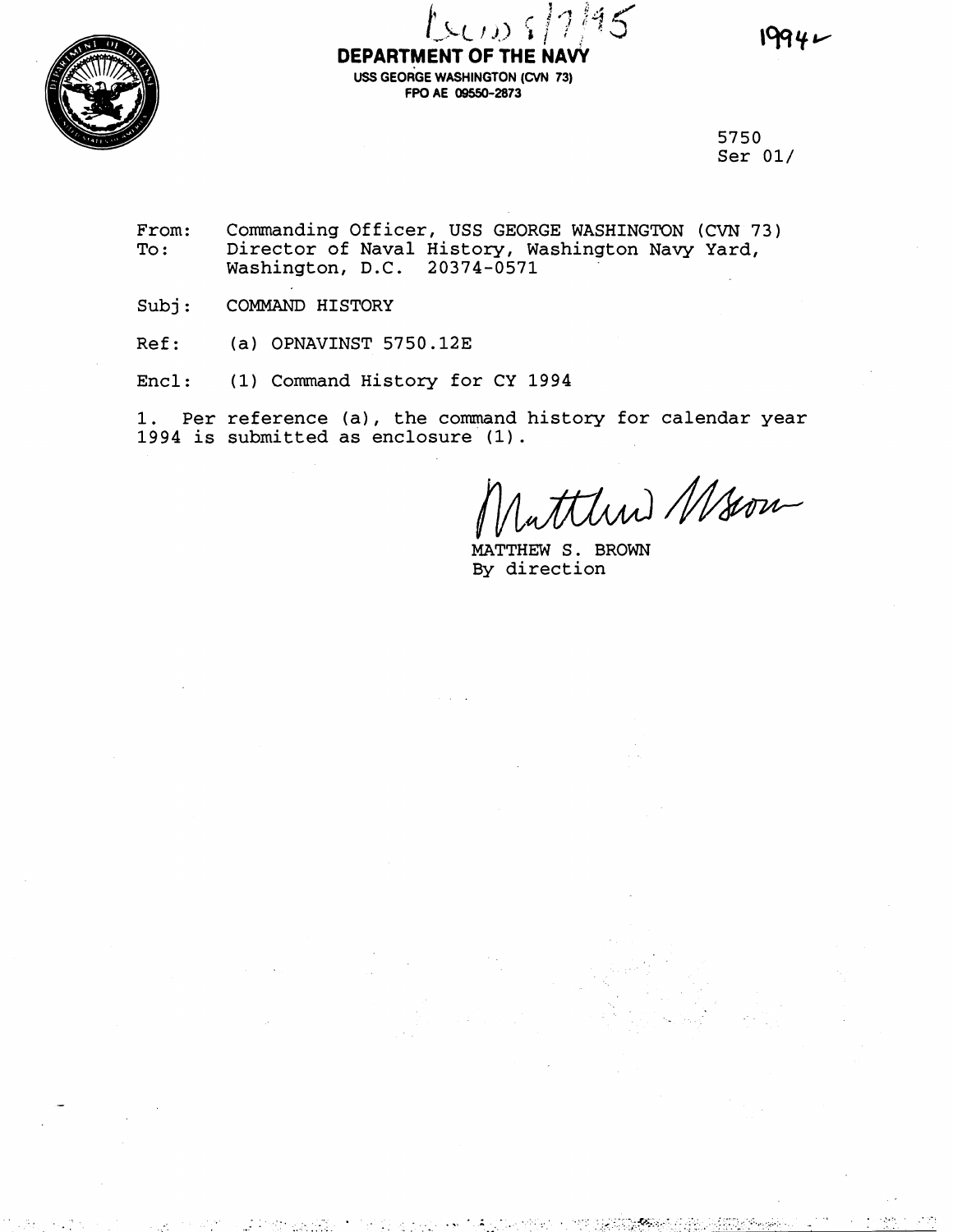**DEPARTMENT OF THE NAVY**
USS GEORGE WASHINGTON (CVN 73)
FPO AE 09550-2873

5750
Ser 01/

From: Commanding Officer, USS GEORGE WASHINGTON (CVN 73)
To: Director of Naval History, Washington Navy Yard, Washington, D.C. 20374-0571

Subj: COMMAND HISTORY

Ref: (a) OPNAVINST 5750.12E

Encl: (1) Command History for CY 1994

1. Per reference (a), the command history for calendar year 1994 is submitted as enclosure (1).

MATTHEW S. BROWN
By direction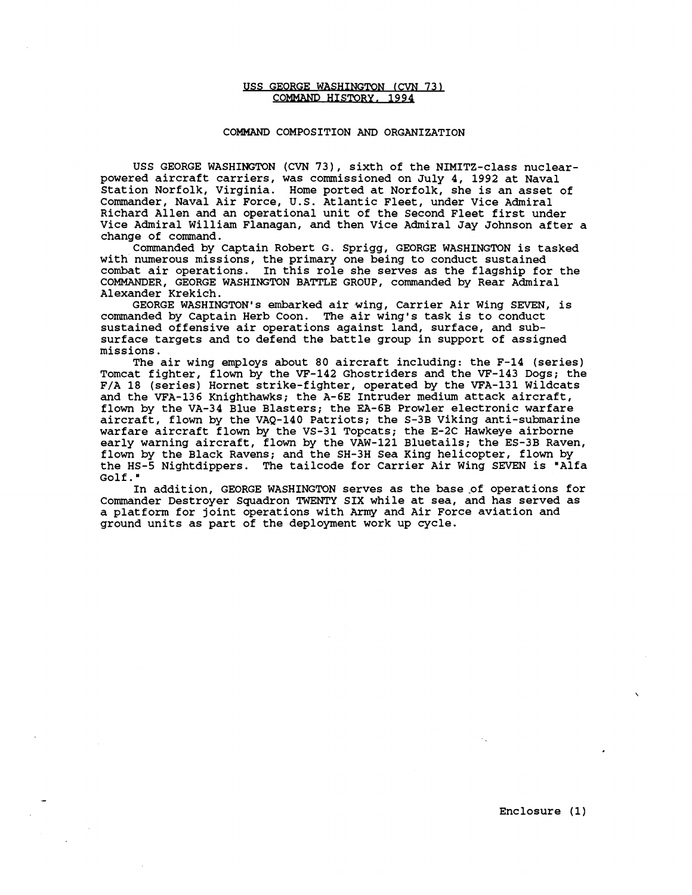# USS GEORGE WASHINGTON (CVN 73)
## COMMAND HISTORY, 1994

### COMMAND COMPOSITION AND ORGANIZATION

USS GEORGE WASHINGTON (CVN 73), sixth of the NIMITZ-class nuclear-powered aircraft carriers, was commissioned on July 4, 1992 at Naval Station Norfolk, Virginia. Home ported at Norfolk, she is an asset of Commander, Naval Air Force, U.S. Atlantic Fleet, under Vice Admiral Richard Allen and an operational unit of the Second Fleet first under Vice Admiral William Flanagan, and then Vice Admiral Jay Johnson after a change of command.

Commanded by Captain Robert G. Sprigg, GEORGE WASHINGTON is tasked with numerous missions, the primary one being to conduct sustained combat air operations. In this role she serves as the flagship for the COMMANDER, GEORGE WASHINGTON BATTLE GROUP, commanded by Rear Admiral Alexander Krekich.

GEORGE WASHINGTON's embarked air wing, Carrier Air Wing SEVEN, is commanded by Captain Herb Coon. The air wing's task is to conduct sustained offensive air operations against land, surface, and sub-surface targets and to defend the battle group in support of assigned missions.

The air wing employs about 80 aircraft including: the F-14 (series) Tomcat fighter, flown by the VF-142 Ghostriders and the VF-143 Dogs; the F/A 18 (series) Hornet strike-fighter, operated by the VFA-131 Wildcats and the VFA-136 Knighthawks; the A-6E Intruder medium attack aircraft, flown by the VA-34 Blue Blasters; the EA-6B Prowler electronic warfare aircraft, flown by the VAQ-140 Patriots; the S-3B Viking anti-submarine warfare aircraft flown by the VS-31 Topcats; the E-2C Hawkeye airborne early warning aircraft, flown by the VAW-121 Bluetails; the ES-3B Raven, flown by the Black Ravens; and the SH-3H Sea King helicopter, flown by the HS-5 Nightdippers. The tailcode for Carrier Air Wing SEVEN is "Alfa Golf."

In addition, GEORGE WASHINGTON serves as the base of operations for Commander Destroyer Squadron TWENTY SIX while at sea, and has served as a platform for joint operations with Army and Air Force aviation and ground units as part of the deployment work up cycle.

Enclosure (1)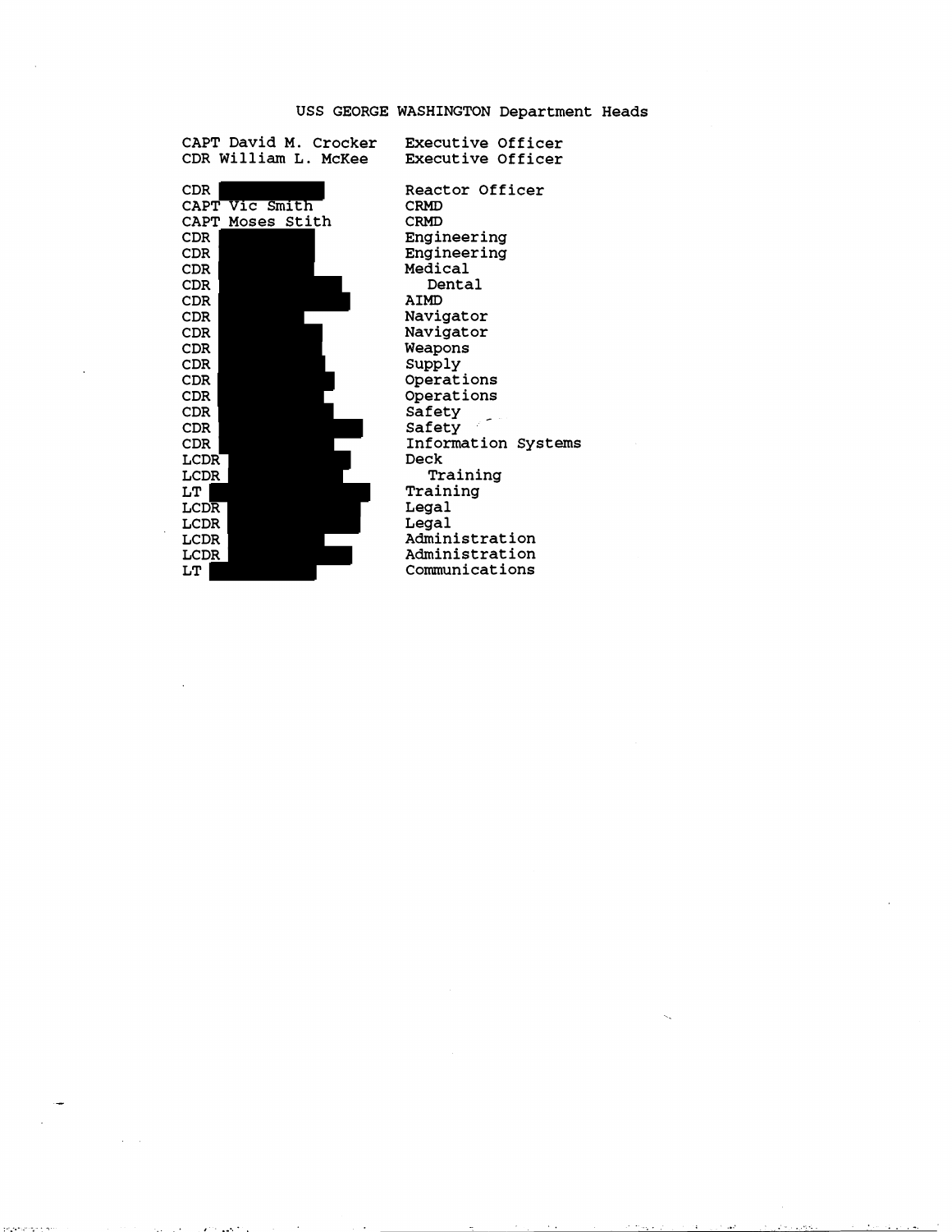# USS GEORGE WASHINGTON Department Heads

| Name | Position |
|---|---|
| CAPT David M. Crocker | Executive Officer |
| CDR William L. McKee | Executive Officer |
| | |
| CDR [REDACTED] | Reactor Officer |
| CAPT Vic Smith | CRMD |
| CAPT Moses Stith | CRMD |
| CDR [REDACTED] | Engineering |
| CDR [REDACTED] | Engineering |
| CDR [REDACTED] | Medical |
| CDR [REDACTED] | Dental |
| CDR [REDACTED] | AIMD |
| CDR [REDACTED] | Navigator |
| CDR [REDACTED] | Navigator |
| CDR [REDACTED] | Weapons |
| CDR [REDACTED] | Supply |
| CDR [REDACTED] | Operations |
| CDR [REDACTED] | Operations |
| CDR [REDACTED] | Safety |
| CDR [REDACTED] | Safety |
| CDR [REDACTED] | Information Systems |
| LCDR [REDACTED] | Deck |
| LCDR [REDACTED] | Training |
| LT [REDACTED] | Training |
| LCDR [REDACTED] | Legal |
| LCDR [REDACTED] | Legal |
| LCDR [REDACTED] | Administration |
| LCDR [REDACTED] | Administration |
| LT [REDACTED] | Communications |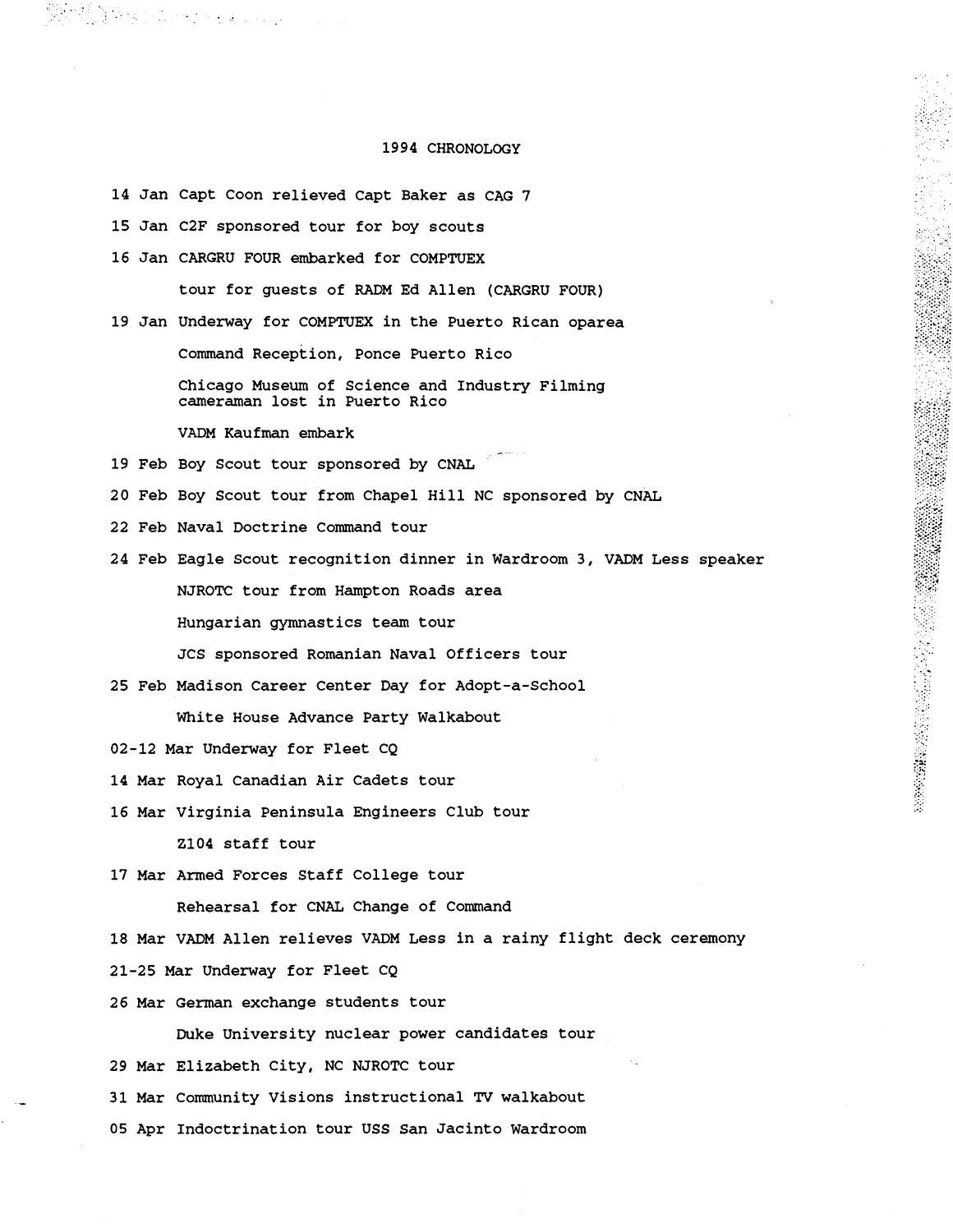# 1994 CHRONOLOGY

14 Jan Capt Coon relieved Capt Baker as CAG 7

15 Jan C2F sponsored tour for boy scouts

16 Jan CARGRU FOUR embarked for COMPTUEX

tour for guests of RADM Ed Allen (CARGRU FOUR)

19 Jan Underway for COMPTUEX in the Puerto Rican oparea

Command Reception, Ponce Puerto Rico

Chicago Museum of Science and Industry Filming cameraman lost in Puerto Rico

VADM Kaufman embark

19 Feb Boy Scout tour sponsored by CNAL

20 Feb Boy Scout tour from Chapel Hill NC sponsored by CNAL

22 Feb Naval Doctrine Command tour

24 Feb Eagle Scout recognition dinner in Wardroom 3, VADM Less speaker

NJROTC tour from Hampton Roads area

Hungarian gymnastics team tour

JCS sponsored Romanian Naval Officers tour

25 Feb Madison Career Center Day for Adopt-a-School

White House Advance Party Walkabout

02-12 Mar Underway for Fleet CQ

14 Mar Royal Canadian Air Cadets tour

16 Mar Virginia Peninsula Engineers Club tour

Z104 staff tour

17 Mar Armed Forces Staff College tour

Rehearsal for CNAL Change of Command

18 Mar VADM Allen relieves VADM Less in a rainy flight deck ceremony

21-25 Mar Underway for Fleet CQ

26 Mar German exchange students tour

Duke University nuclear power candidates tour

29 Mar Elizabeth City, NC NJROTC tour

31 Mar Community Visions instructional TV walkabout

05 Apr Indoctrination tour USS San Jacinto Wardroom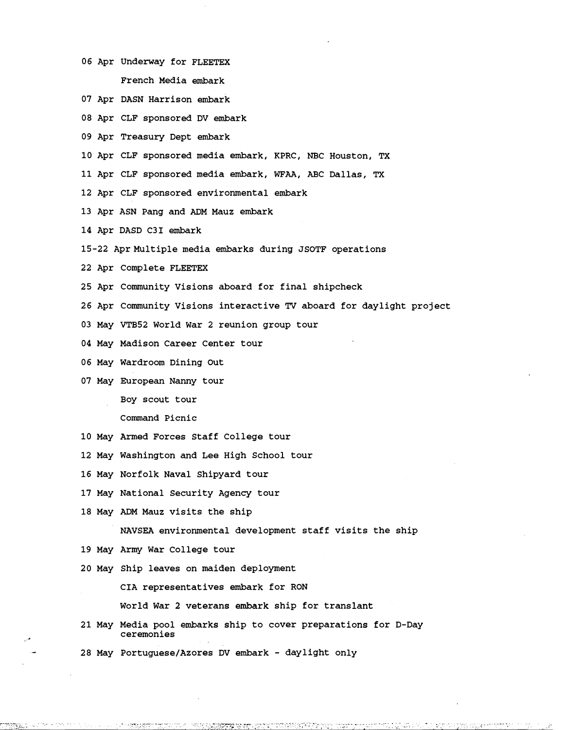06 Apr Underway for FLEETEX

French Media embark

07 Apr DASN Harrison embark

08 Apr CLF sponsored DV embark

09 Apr Treasury Dept embark

10 Apr CLF sponsored media embark, KPRC, NBC Houston, TX

11 Apr CLF sponsored media embark, WFAA, ABC Dallas, TX

12 Apr CLF sponsored environmental embark

13 Apr ASN Pang and ADM Mauz embark

14 Apr DASD C3I embark

15-22 Apr Multiple media embarks during JSOTF operations

22 Apr Complete FLEETEX

25 Apr Community Visions aboard for final shipcheck

26 Apr Community Visions interactive TV aboard for daylight project

03 May VTB52 World War 2 reunion group tour

04 May Madison Career Center tour

06 May Wardroom Dining Out

07 May European Nanny tour

Boy scout tour

Command Picnic

10 May Armed Forces Staff College tour

12 May Washington and Lee High School tour

16 May Norfolk Naval Shipyard tour

17 May National Security Agency tour

18 May ADM Mauz visits the ship

NAVSEA environmental development staff visits the ship

19 May Army War College tour

20 May Ship leaves on maiden deployment

CIA representatives embark for RON

World War 2 veterans embark ship for translant

21 May Media pool embarks ship to cover preparations for D-Day ceremonies

28 May Portuguese/Azores DV embark - daylight only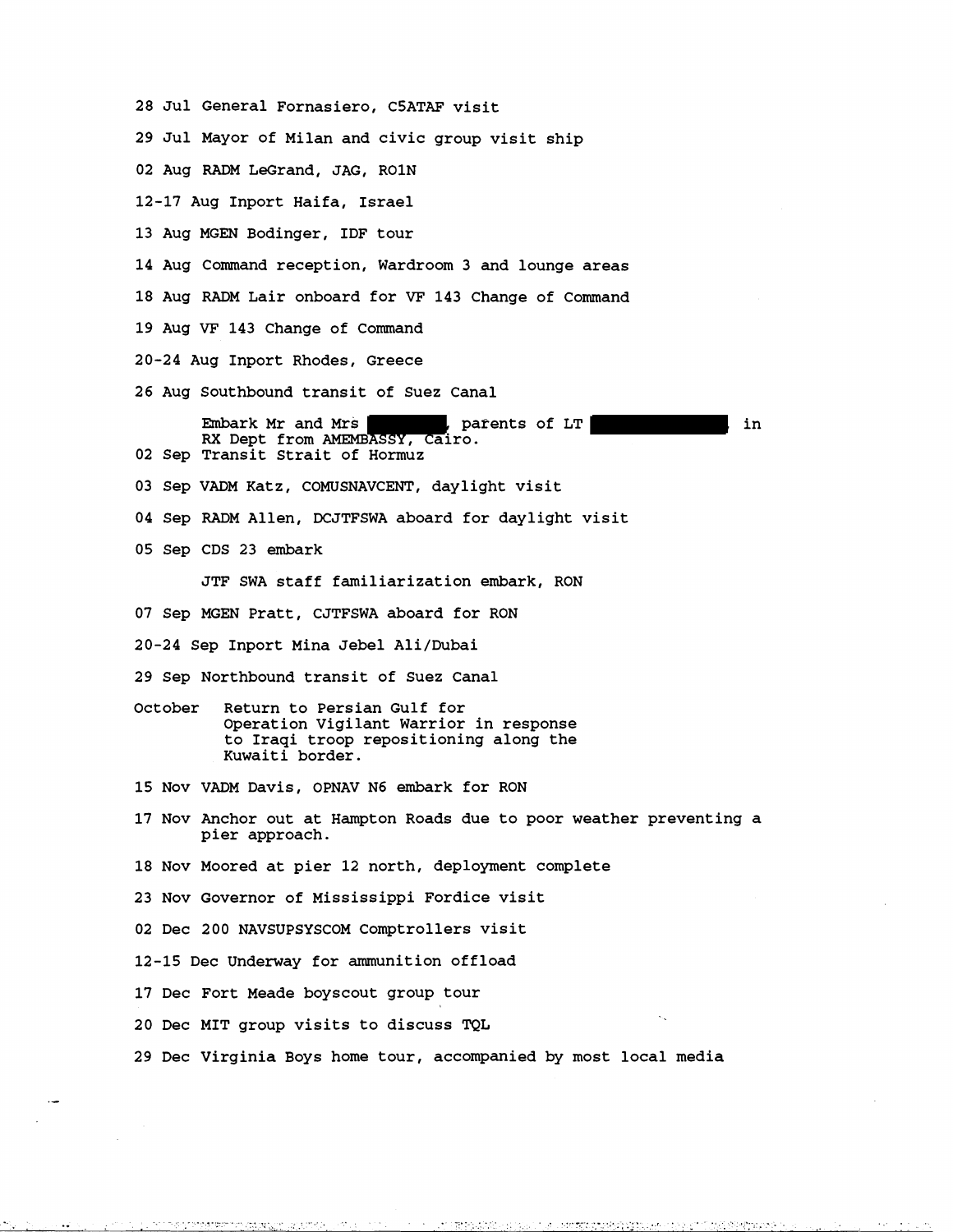28 Jul General Fornasiero, C5ATAF visit

29 Jul Mayor of Milan and civic group visit ship

02 Aug RADM LeGrand, JAG, R01N

12-17 Aug Inport Haifa, Israel

13 Aug MGEN Bodinger, IDF tour

14 Aug Command reception, Wardroom 3 and lounge areas

18 Aug RADM Lair onboard for VF 143 Change of Command

19 Aug VF 143 Change of Command

20-24 Aug Inport Rhodes, Greece

26 Aug Southbound transit of Suez Canal

Embark Mr and Mrs [REDACTED], parents of LT [REDACTED] in RX Dept from AMEMBASSY, Cairo.

02 Sep Transit Strait of Hormuz

03 Sep VADM Katz, COMUSNAVCENT, daylight visit

04 Sep RADM Allen, DCJTFSWA aboard for daylight visit

05 Sep CDS 23 embark

JTF SWA staff familiarization embark, RON

07 Sep MGEN Pratt, CJTFSWA aboard for RON

20-24 Sep Inport Mina Jebel Ali/Dubai

29 Sep Northbound transit of Suez Canal

October Return to Persian Gulf for Operation Vigilant Warrior in response to Iraqi troop repositioning along the Kuwaiti border.

15 Nov VADM Davis, OPNAV N6 embark for RON

17 Nov Anchor out at Hampton Roads due to poor weather preventing a pier approach.

18 Nov Moored at pier 12 north, deployment complete

23 Nov Governor of Mississippi Fordice visit

02 Dec 200 NAVSUPSYSCOM Comptrollers visit

12-15 Dec Underway for ammunition offload

17 Dec Fort Meade boyscout group tour

20 Dec MIT group visits to discuss TQL

29 Dec Virginia Boys home tour, accompanied by most local media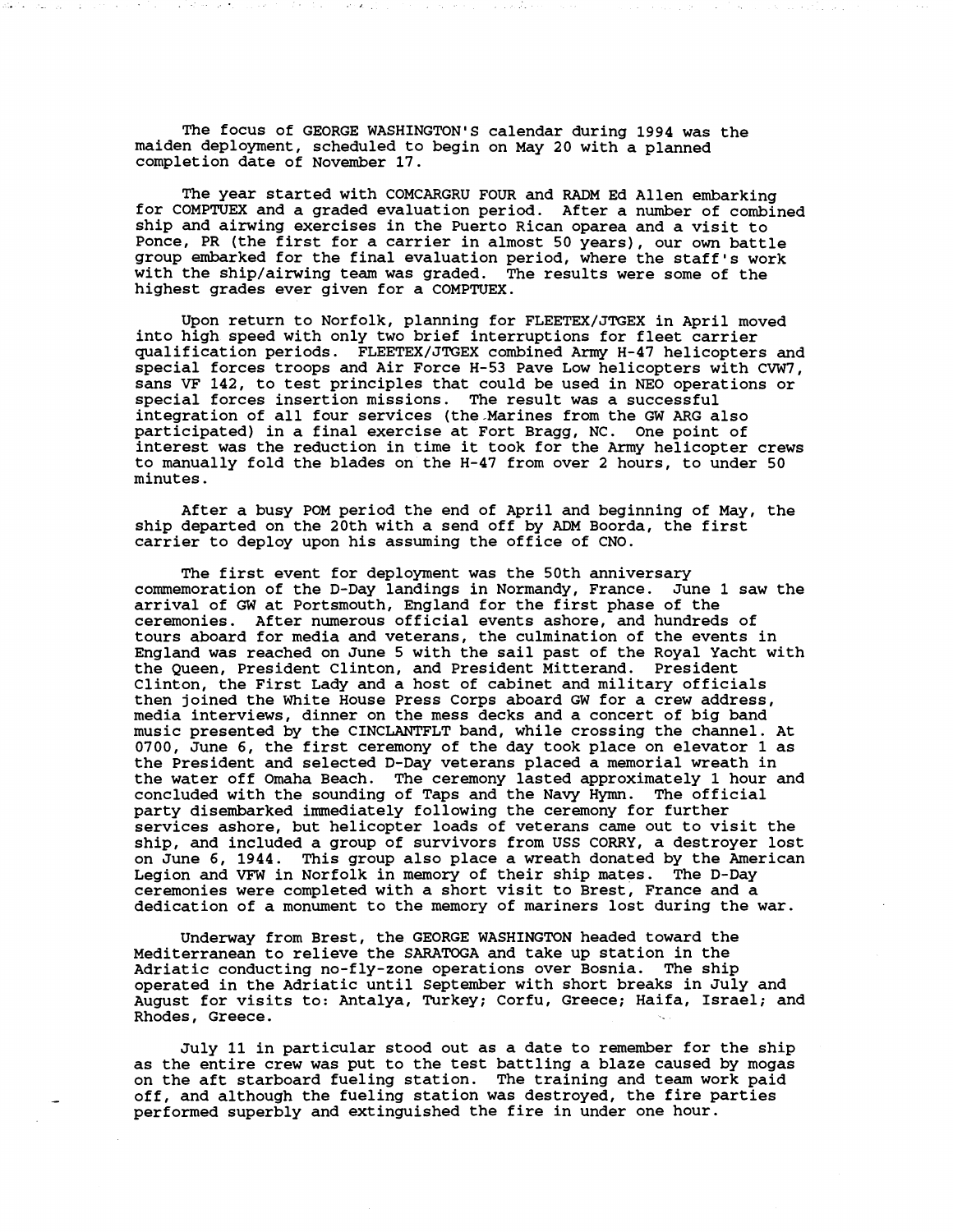The focus of GEORGE WASHINGTON'S calendar during 1994 was the maiden deployment, scheduled to begin on May 20 with a planned completion date of November 17.

The year started with COMCARGRU FOUR and RADM Ed Allen embarking for COMPTUEX and a graded evaluation period. After a number of combined ship and airwing exercises in the Puerto Rican oparea and a visit to Ponce, PR (the first for a carrier in almost 50 years), our own battle group embarked for the final evaluation period, where the staff's work with the ship/airwing team was graded. The results were some of the highest grades ever given for a COMPTUEX.

Upon return to Norfolk, planning for FLEETEX/JTGEX in April moved into high speed with only two brief interruptions for fleet carrier qualification periods. FLEETEX/JTGEX combined Army H-47 helicopters and special forces troops and Air Force H-53 Pave Low helicopters with CVW7, sans VF 142, to test principles that could be used in NEO operations or special forces insertion missions. The result was a successful integration of all four services (the Marines from the GW ARG also participated) in a final exercise at Fort Bragg, NC. One point of interest was the reduction in time it took for the Army helicopter crews to manually fold the blades on the H-47 from over 2 hours, to under 50 minutes.

After a busy POM period the end of April and beginning of May, the ship departed on the 20th with a send off by ADM Boorda, the first carrier to deploy upon his assuming the office of CNO.

The first event for deployment was the 50th anniversary commemoration of the D-Day landings in Normandy, France. June 1 saw the arrival of GW at Portsmouth, England for the first phase of the ceremonies. After numerous official events ashore, and hundreds of tours aboard for media and veterans, the culmination of the events in England was reached on June 5 with the sail past of the Royal Yacht with the Queen, President Clinton, and President Mitterand. President Clinton, the First Lady and a host of cabinet and military officials then joined the White House Press Corps aboard GW for a crew address, media interviews, dinner on the mess decks and a concert of big band music presented by the CINCLANTFLT band, while crossing the channel. At 0700, June 6, the first ceremony of the day took place on elevator 1 as the President and selected D-Day veterans placed a memorial wreath in the water off Omaha Beach. The ceremony lasted approximately 1 hour and concluded with the sounding of Taps and the Navy Hymn. The official party disembarked immediately following the ceremony for further services ashore, but helicopter loads of veterans came out to visit the ship, and included a group of survivors from USS CORRY, a destroyer lost on June 6, 1944. This group also place a wreath donated by the American Legion and VFW in Norfolk in memory of their ship mates. The D-Day ceremonies were completed with a short visit to Brest, France and a dedication of a monument to the memory of mariners lost during the war.

Underway from Brest, the GEORGE WASHINGTON headed toward the Mediterranean to relieve the SARATOGA and take up station in the Adriatic conducting no-fly-zone operations over Bosnia. The ship operated in the Adriatic until September with short breaks in July and August for visits to: Antalya, Turkey; Corfu, Greece; Haifa, Israel; and Rhodes, Greece.

July 11 in particular stood out as a date to remember for the ship as the entire crew was put to the test battling a blaze caused by mogas on the aft starboard fueling station. The training and team work paid off, and although the fueling station was destroyed, the fire parties performed superbly and extinguished the fire in under one hour.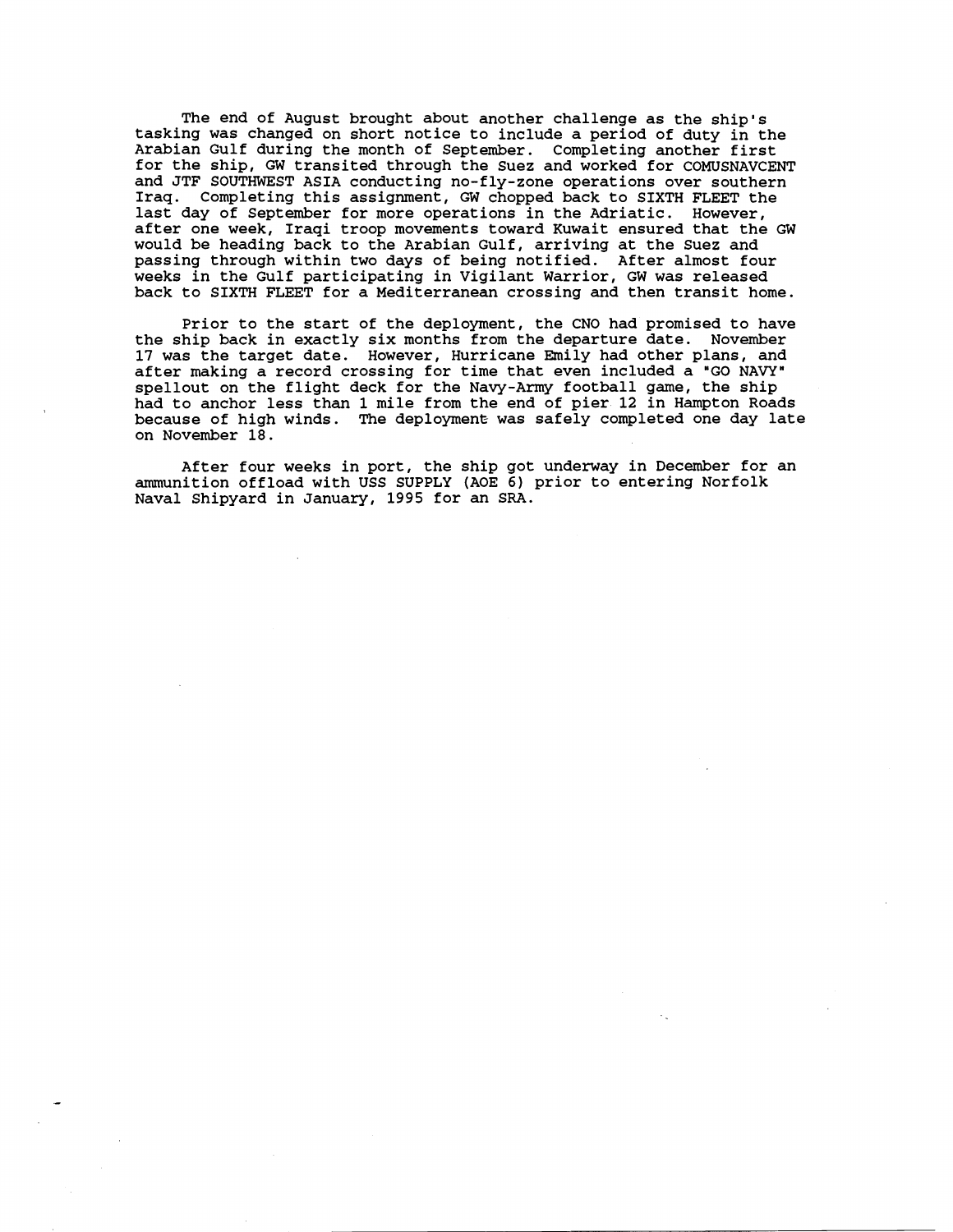The end of August brought about another challenge as the ship's tasking was changed on short notice to include a period of duty in the Arabian Gulf during the month of September. Completing another first for the ship, GW transited through the Suez and worked for COMUSNAVCENT and JTF SOUTHWEST ASIA conducting no-fly-zone operations over southern Iraq. Completing this assignment, GW chopped back to SIXTH FLEET the last day of September for more operations in the Adriatic. However, after one week, Iraqi troop movements toward Kuwait ensured that the GW would be heading back to the Arabian Gulf, arriving at the Suez and passing through within two days of being notified. After almost four weeks in the Gulf participating in Vigilant Warrior, GW was released back to SIXTH FLEET for a Mediterranean crossing and then transit home.

Prior to the start of the deployment, the CNO had promised to have the ship back in exactly six months from the departure date. November 17 was the target date. However, Hurricane Emily had other plans, and after making a record crossing for time that even included a "GO NAVY" spellout on the flight deck for the Navy-Army football game, the ship had to anchor less than 1 mile from the end of pier 12 in Hampton Roads because of high winds. The deployment was safely completed one day late on November 18.

After four weeks in port, the ship got underway in December for an ammunition offload with USS SUPPLY (AOE 6) prior to entering Norfolk Naval Shipyard in January, 1995 for an SRA.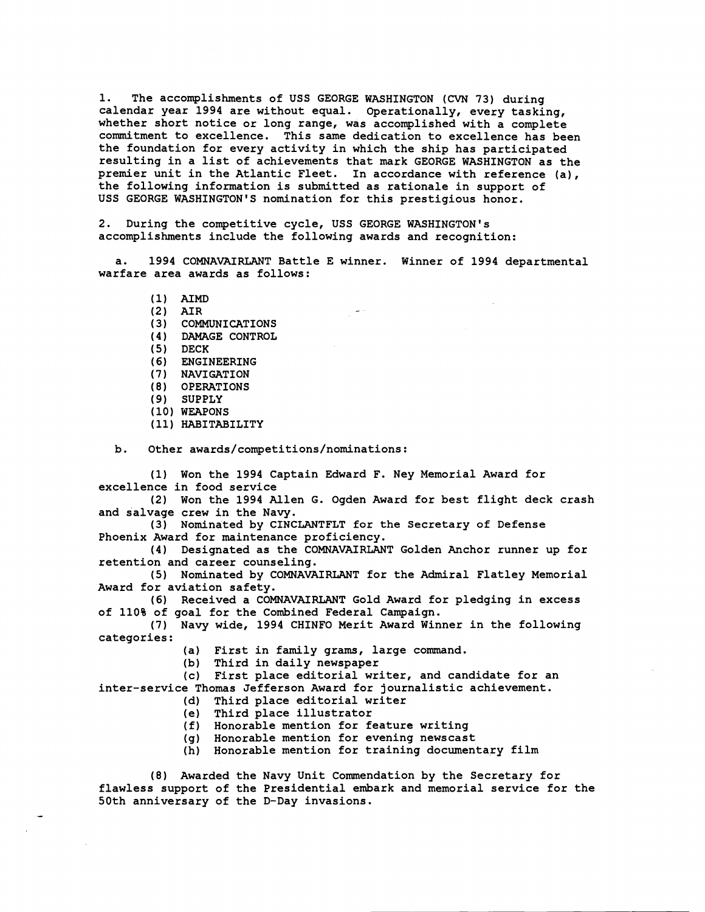1. The accomplishments of USS GEORGE WASHINGTON (CVN 73) during calendar year 1994 are without equal. Operationally, every tasking, whether short notice or long range, was accomplished with a complete commitment to excellence. This same dedication to excellence has been the foundation for every activity in which the ship has participated resulting in a list of achievements that mark GEORGE WASHINGTON as the premier unit in the Atlantic Fleet. In accordance with reference (a), the following information is submitted as rationale in support of USS GEORGE WASHINGTON'S nomination for this prestigious honor.

2. During the competitive cycle, USS GEORGE WASHINGTON's accomplishments include the following awards and recognition:

a. 1994 COMNAVAIRLANT Battle E winner. Winner of 1994 departmental warfare area awards as follows:

(1) AIMD
(2) AIR
(3) COMMUNICATIONS
(4) DAMAGE CONTROL
(5) DECK
(6) ENGINEERING
(7) NAVIGATION
(8) OPERATIONS
(9) SUPPLY
(10) WEAPONS
(11) HABITABILITY

b. Other awards/competitions/nominations:

(1) Won the 1994 Captain Edward F. Ney Memorial Award for excellence in food service

(2) Won the 1994 Allen G. Ogden Award for best flight deck crash and salvage crew in the Navy.

(3) Nominated by CINCLANTFLT for the Secretary of Defense Phoenix Award for maintenance proficiency.

(4) Designated as the COMNAVAIRLANT Golden Anchor runner up for retention and career counseling.

(5) Nominated by COMNAVAIRLANT for the Admiral Flatley Memorial Award for aviation safety.

(6) Received a COMNAVAIRLANT Gold Award for pledging in excess of 110% of goal for the Combined Federal Campaign.

(7) Navy wide, 1994 CHINFO Merit Award Winner in the following categories:

(a) First in family grams, large command.
(b) Third in daily newspaper
(c) First place editorial writer, and candidate for an inter-service Thomas Jefferson Award for journalistic achievement.
(d) Third place editorial writer
(e) Third place illustrator
(f) Honorable mention for feature writing
(g) Honorable mention for evening newscast
(h) Honorable mention for training documentary film

(8) Awarded the Navy Unit Commendation by the Secretary for flawless support of the Presidential embark and memorial service for the 50th anniversary of the D-Day invasions.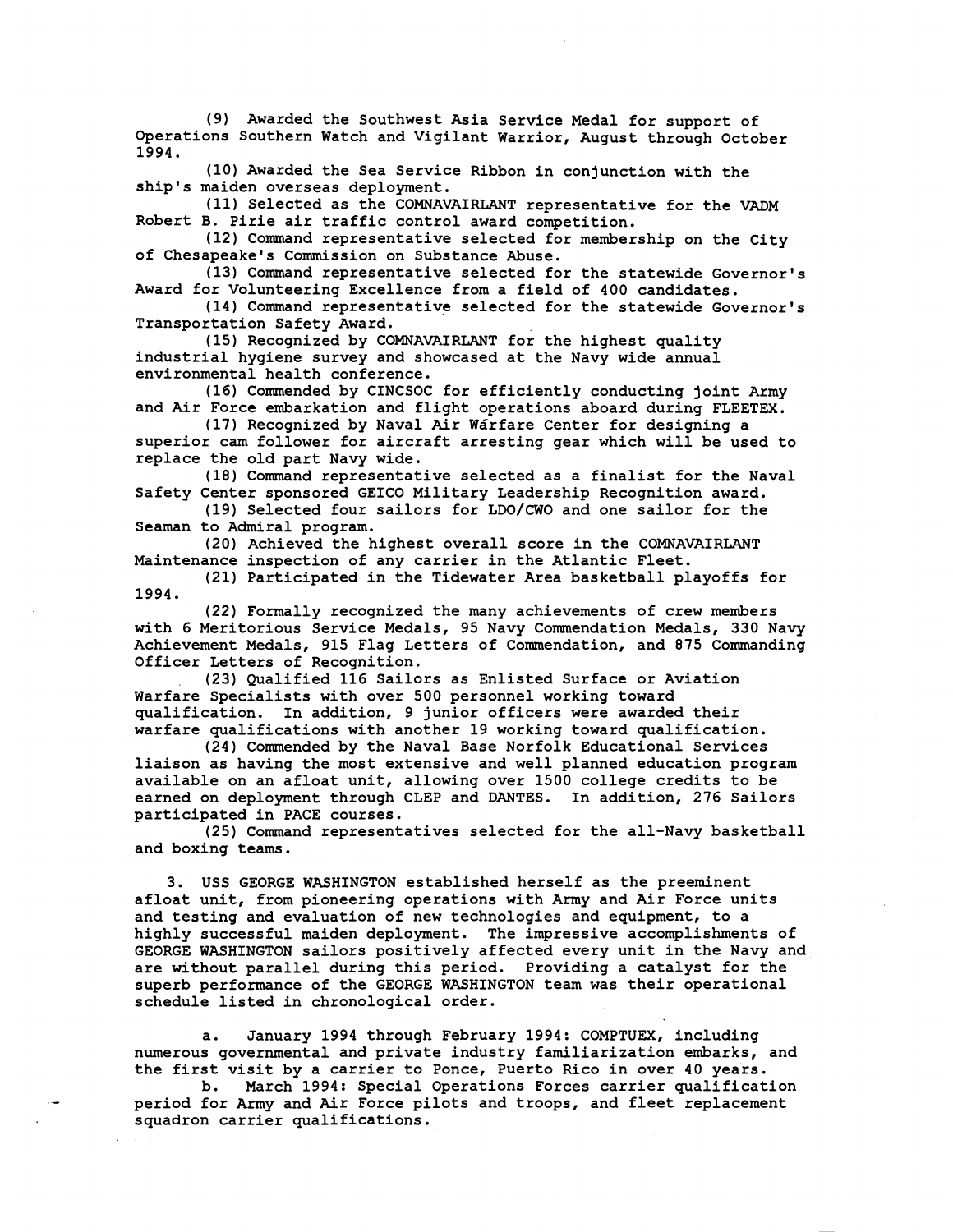(9) Awarded the Southwest Asia Service Medal for support of Operations Southern Watch and Vigilant Warrior, August through October 1994.

(10) Awarded the Sea Service Ribbon in conjunction with the ship's maiden overseas deployment.

(11) Selected as the COMNAVAIRLANT representative for the VADM Robert B. Pirie air traffic control award competition.

(12) Command representative selected for membership on the City of Chesapeake's Commission on Substance Abuse.

(13) Command representative selected for the statewide Governor's Award for Volunteering Excellence from a field of 400 candidates.

(14) Command representative selected for the statewide Governor's Transportation Safety Award.

(15) Recognized by COMNAVAIRLANT for the highest quality industrial hygiene survey and showcased at the Navy wide annual environmental health conference.

(16) Commended by CINCSOC for efficiently conducting joint Army and Air Force embarkation and flight operations aboard during FLEETEX.

(17) Recognized by Naval Air Warfare Center for designing a superior cam follower for aircraft arresting gear which will be used to replace the old part Navy wide.

(18) Command representative selected as a finalist for the Naval Safety Center sponsored GEICO Military Leadership Recognition award.

(19) Selected four sailors for LDO/CWO and one sailor for the Seaman to Admiral program.

(20) Achieved the highest overall score in the COMNAVAIRLANT Maintenance inspection of any carrier in the Atlantic Fleet.

(21) Participated in the Tidewater Area basketball playoffs for 1994.

(22) Formally recognized the many achievements of crew members with 6 Meritorious Service Medals, 95 Navy Commendation Medals, 330 Navy Achievement Medals, 915 Flag Letters of Commendation, and 875 Commanding Officer Letters of Recognition.

(23) Qualified 116 Sailors as Enlisted Surface or Aviation Warfare Specialists with over 500 personnel working toward qualification. In addition, 9 junior officers were awarded their warfare qualifications with another 19 working toward qualification.

(24) Commended by the Naval Base Norfolk Educational Services liaison as having the most extensive and well planned education program available on an afloat unit, allowing over 1500 college credits to be earned on deployment through CLEP and DANTES. In addition, 276 Sailors participated in PACE courses.

(25) Command representatives selected for the all-Navy basketball and boxing teams.

3. USS GEORGE WASHINGTON established herself as the preeminent afloat unit, from pioneering operations with Army and Air Force units and testing and evaluation of new technologies and equipment, to a highly successful maiden deployment. The impressive accomplishments of GEORGE WASHINGTON sailors positively affected every unit in the Navy and are without parallel during this period. Providing a catalyst for the superb performance of the GEORGE WASHINGTON team was their operational schedule listed in chronological order.

a. January 1994 through February 1994: COMPTUEX, including numerous governmental and private industry familiarization embarks, and the first visit by a carrier to Ponce, Puerto Rico in over 40 years.

b. March 1994: Special Operations Forces carrier qualification period for Army and Air Force pilots and troops, and fleet replacement squadron carrier qualifications.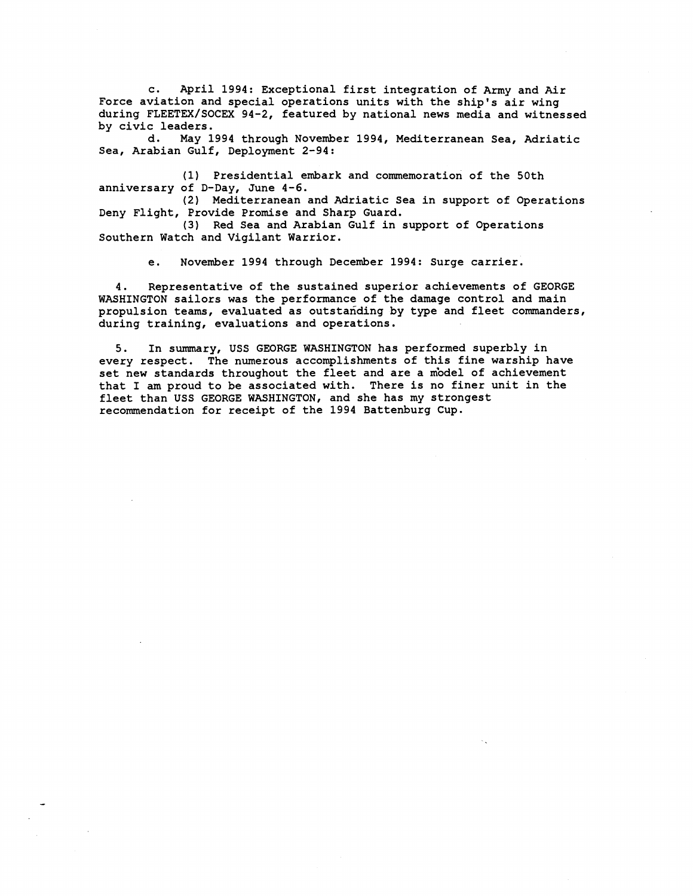c. April 1994: Exceptional first integration of Army and Air Force aviation and special operations units with the ship's air wing during FLEETEX/SOCEX 94-2, featured by national news media and witnessed by civic leaders.

d. May 1994 through November 1994, Mediterranean Sea, Adriatic Sea, Arabian Gulf, Deployment 2-94:

(1) Presidential embark and commemoration of the 50th anniversary of D-Day, June 4-6.

(2) Mediterranean and Adriatic Sea in support of Operations Deny Flight, Provide Promise and Sharp Guard.

(3) Red Sea and Arabian Gulf in support of Operations Southern Watch and Vigilant Warrior.

e. November 1994 through December 1994: Surge carrier.

4. Representative of the sustained superior achievements of GEORGE WASHINGTON sailors was the performance of the damage control and main propulsion teams, evaluated as outstanding by type and fleet commanders, during training, evaluations and operations.

5. In summary, USS GEORGE WASHINGTON has performed superbly in every respect. The numerous accomplishments of this fine warship have set new standards throughout the fleet and are a model of achievement that I am proud to be associated with. There is no finer unit in the fleet than USS GEORGE WASHINGTON, and she has my strongest recommendation for receipt of the 1994 Battenburg Cup.